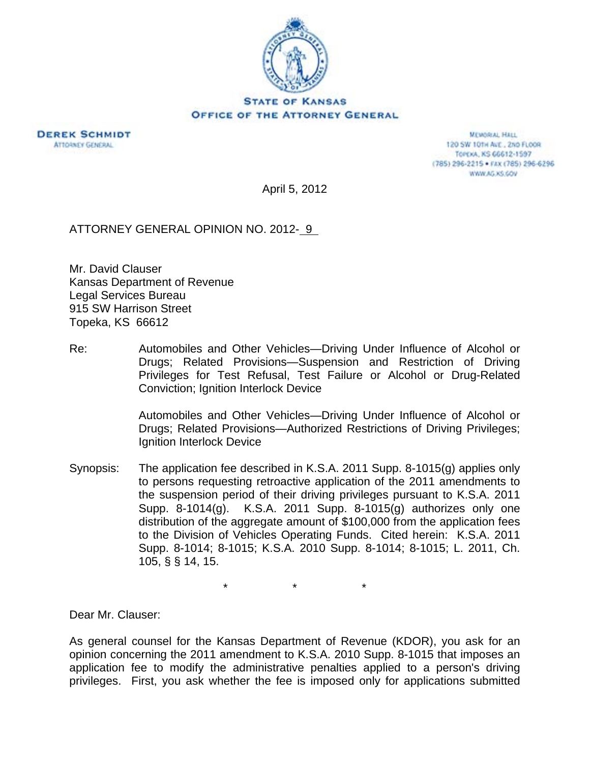**STATE OF KANSAS**
**OFFICE OF THE ATTORNEY GENERAL**

**DEREK SCHMIDT**
ATTORNEY GENERAL

MEMORIAL HALL
120 SW 10TH AVE., 2ND FLOOR
TOPEKA, KS 66612-1597
(785) 296-2215 • FAX (785) 296-6296
WWW.AG.KS.GOV

April 5, 2012

ATTORNEY GENERAL OPINION NO. 2012- 9

Mr. David Clauser
Kansas Department of Revenue
Legal Services Bureau
915 SW Harrison Street
Topeka, KS 66612

Re: Automobiles and Other Vehicles—Driving Under Influence of Alcohol or Drugs; Related Provisions—Suspension and Restriction of Driving Privileges for Test Refusal, Test Failure or Alcohol or Drug-Related Conviction; Ignition Interlock Device

Automobiles and Other Vehicles—Driving Under Influence of Alcohol or Drugs; Related Provisions—Authorized Restrictions of Driving Privileges; Ignition Interlock Device

Synopsis: The application fee described in K.S.A. 2011 Supp. 8-1015(g) applies only to persons requesting retroactive application of the 2011 amendments to the suspension period of their driving privileges pursuant to K.S.A. 2011 Supp. 8-1014(g). K.S.A. 2011 Supp. 8-1015(g) authorizes only one distribution of the aggregate amount of $100,000 from the application fees to the Division of Vehicles Operating Funds. Cited herein: K.S.A. 2011 Supp. 8-1014; 8-1015; K.S.A. 2010 Supp. 8-1014; 8-1015; L. 2011, Ch. 105, § § 14, 15.

\* \* \*

Dear Mr. Clauser:

As general counsel for the Kansas Department of Revenue (KDOR), you ask for an opinion concerning the 2011 amendment to K.S.A. 2010 Supp. 8-1015 that imposes an application fee to modify the administrative penalties applied to a person's driving privileges. First, you ask whether the fee is imposed only for applications submitted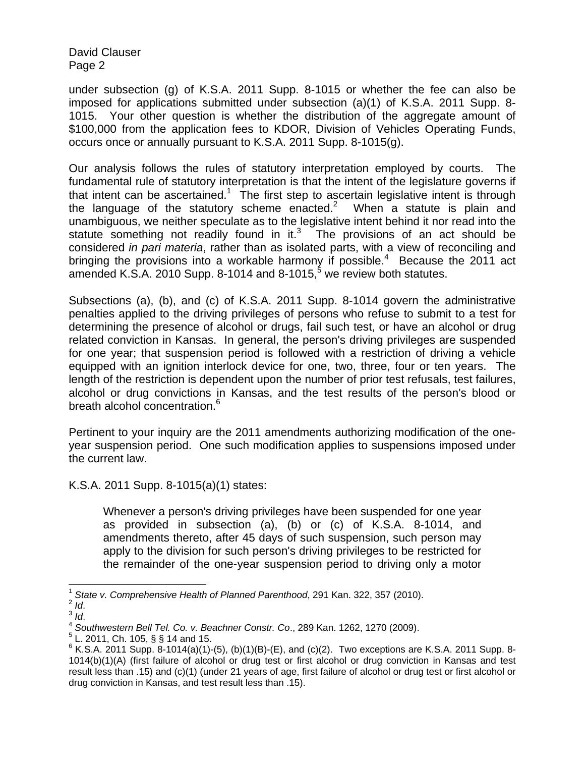under subsection (g) of K.S.A. 2011 Supp. 8-1015 or whether the fee can also be imposed for applications submitted under subsection (a)(1) of K.S.A. 2011 Supp. 8-1015. Your other question is whether the distribution of the aggregate amount of $100,000 from the application fees to KDOR, Division of Vehicles Operating Funds, occurs once or annually pursuant to K.S.A. 2011 Supp. 8-1015(g).

Our analysis follows the rules of statutory interpretation employed by courts. The fundamental rule of statutory interpretation is that the intent of the legislature governs if that intent can be ascertained.[1] The first step to ascertain legislative intent is through the language of the statutory scheme enacted.[2] When a statute is plain and unambiguous, we neither speculate as to the legislative intent behind it nor read into the statute something not readily found in it.[3] The provisions of an act should be considered *in pari materia*, rather than as isolated parts, with a view of reconciling and bringing the provisions into a workable harmony if possible.[4] Because the 2011 act amended K.S.A. 2010 Supp. 8-1014 and 8-1015,[5] we review both statutes.

Subsections (a), (b), and (c) of K.S.A. 2011 Supp. 8-1014 govern the administrative penalties applied to the driving privileges of persons who refuse to submit to a test for determining the presence of alcohol or drugs, fail such test, or have an alcohol or drug related conviction in Kansas. In general, the person's driving privileges are suspended for one year; that suspension period is followed with a restriction of driving a vehicle equipped with an ignition interlock device for one, two, three, four or ten years. The length of the restriction is dependent upon the number of prior test refusals, test failures, alcohol or drug convictions in Kansas, and the test results of the person's blood or breath alcohol concentration.[6]

Pertinent to your inquiry are the 2011 amendments authorizing modification of the one-year suspension period. One such modification applies to suspensions imposed under the current law.

K.S.A. 2011 Supp. 8-1015(a)(1) states:

> Whenever a person's driving privileges have been suspended for one year as provided in subsection (a), (b) or (c) of K.S.A. 8-1014, and amendments thereto, after 45 days of such suspension, such person may apply to the division for such person's driving privileges to be restricted for the remainder of the one-year suspension period to driving only a motor

---

[1] *State v. Comprehensive Health of Planned Parenthood*, 291 Kan. 322, 357 (2010).
[2] *Id*.
[3] *Id*.
[4] *Southwestern Bell Tel. Co. v. Beachner Constr. Co*., 289 Kan. 1262, 1270 (2009).
[5] L. 2011, Ch. 105, § § 14 and 15.
[6] K.S.A. 2011 Supp. 8-1014(a)(1)-(5), (b)(1)(B)-(E), and (c)(2). Two exceptions are K.S.A. 2011 Supp. 8-1014(b)(1)(A) (first failure of alcohol or drug test or first alcohol or drug conviction in Kansas and test result less than .15) and (c)(1) (under 21 years of age, first failure of alcohol or drug test or first alcohol or drug conviction in Kansas, and test result less than .15).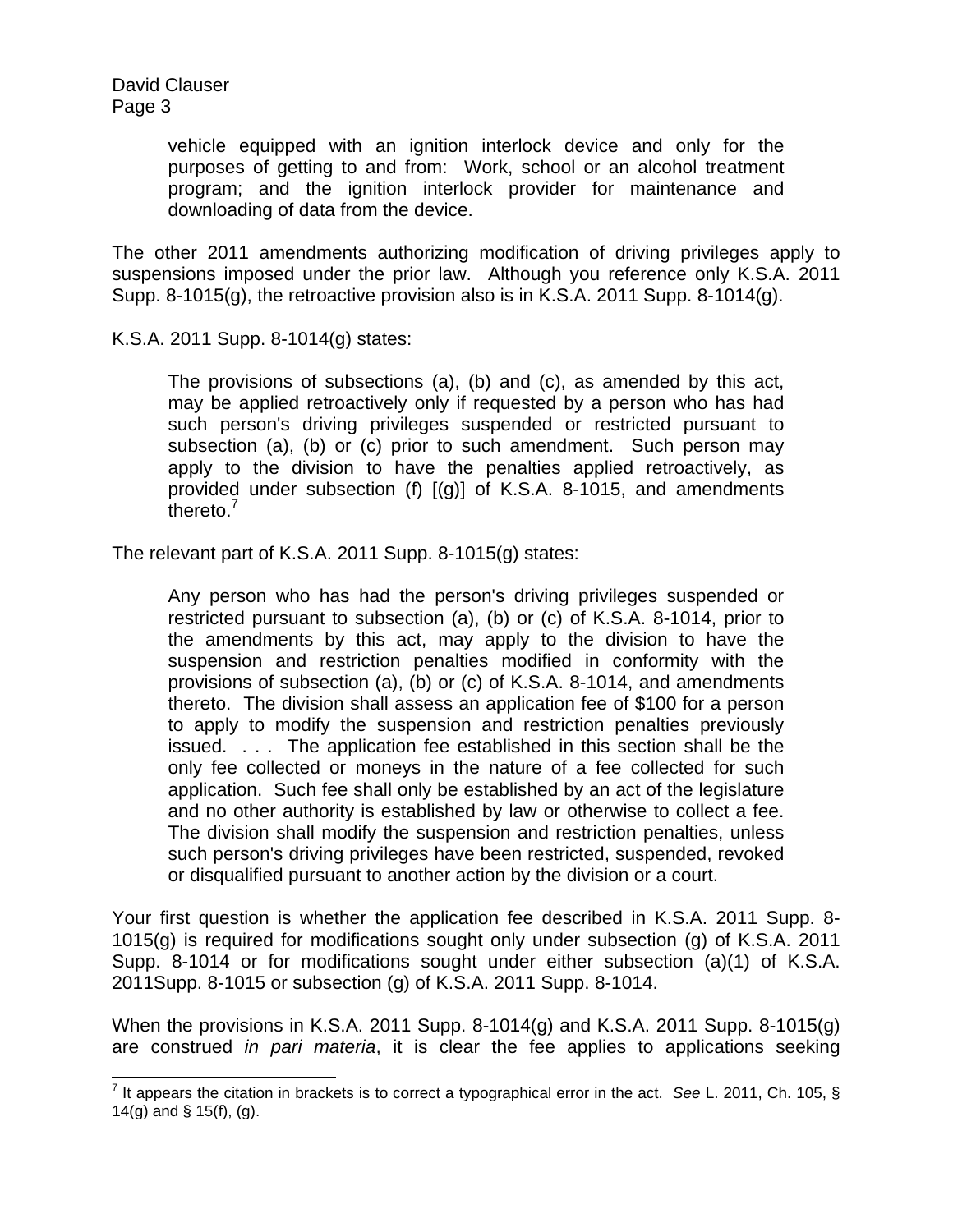> vehicle equipped with an ignition interlock device and only for the purposes of getting to and from: Work, school or an alcohol treatment program; and the ignition interlock provider for maintenance and downloading of data from the device.

The other 2011 amendments authorizing modification of driving privileges apply to suspensions imposed under the prior law. Although you reference only K.S.A. 2011 Supp. 8-1015(g), the retroactive provision also is in K.S.A. 2011 Supp. 8-1014(g).

K.S.A. 2011 Supp. 8-1014(g) states:

> The provisions of subsections (a), (b) and (c), as amended by this act, may be applied retroactively only if requested by a person who has had such person's driving privileges suspended or restricted pursuant to subsection (a), (b) or (c) prior to such amendment. Such person may apply to the division to have the penalties applied retroactively, as provided under subsection (f) [(g)] of K.S.A. 8-1015, and amendments thereto.[7]

The relevant part of K.S.A. 2011 Supp. 8-1015(g) states:

> Any person who has had the person's driving privileges suspended or restricted pursuant to subsection (a), (b) or (c) of K.S.A. 8-1014, prior to the amendments by this act, may apply to the division to have the suspension and restriction penalties modified in conformity with the provisions of subsection (a), (b) or (c) of K.S.A. 8-1014, and amendments thereto. The division shall assess an application fee of $100 for a person to apply to modify the suspension and restriction penalties previously issued. . . . The application fee established in this section shall be the only fee collected or moneys in the nature of a fee collected for such application. Such fee shall only be established by an act of the legislature and no other authority is established by law or otherwise to collect a fee. The division shall modify the suspension and restriction penalties, unless such person's driving privileges have been restricted, suspended, revoked or disqualified pursuant to another action by the division or a court.

Your first question is whether the application fee described in K.S.A. 2011 Supp. 8-1015(g) is required for modifications sought only under subsection (g) of K.S.A. 2011 Supp. 8-1014 or for modifications sought under either subsection (a)(1) of K.S.A. 2011Supp. 8-1015 or subsection (g) of K.S.A. 2011 Supp. 8-1014.

When the provisions in K.S.A. 2011 Supp. 8-1014(g) and K.S.A. 2011 Supp. 8-1015(g) are construed *in pari materia*, it is clear the fee applies to applications seeking

---

[7] It appears the citation in brackets is to correct a typographical error in the act. *See* L. 2011, Ch. 105, § 14(g) and § 15(f), (g).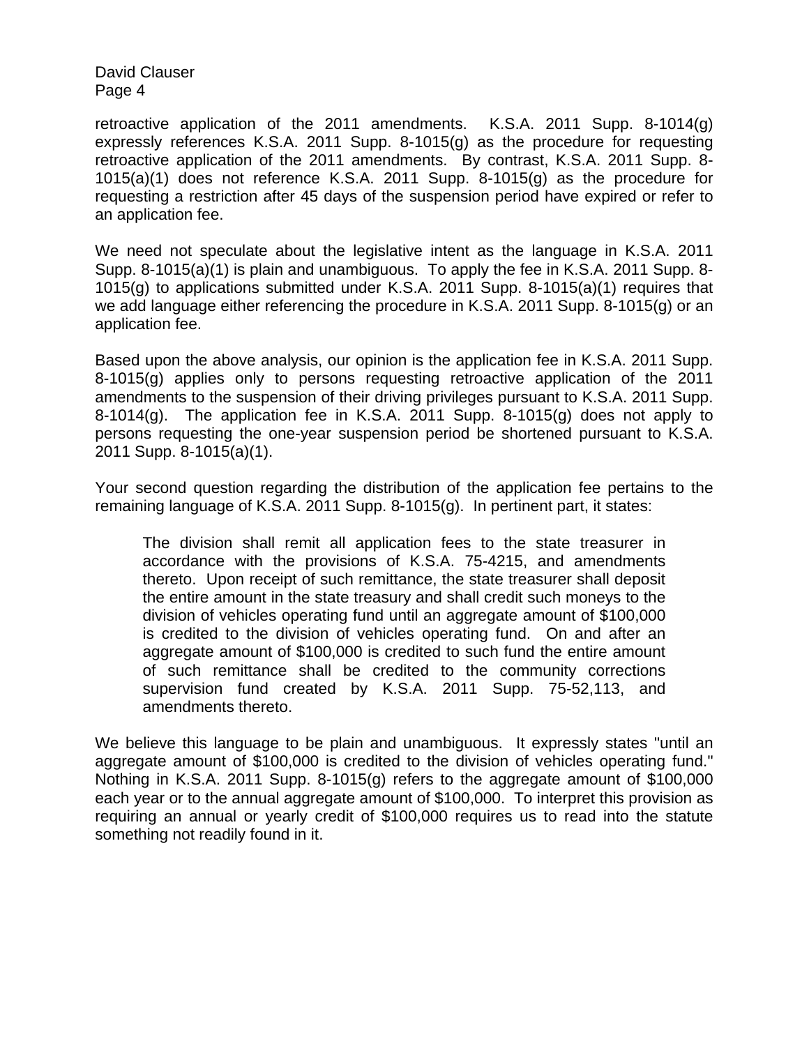retroactive application of the 2011 amendments. K.S.A. 2011 Supp. 8-1014(g) expressly references K.S.A. 2011 Supp. 8-1015(g) as the procedure for requesting retroactive application of the 2011 amendments. By contrast, K.S.A. 2011 Supp. 8-1015(a)(1) does not reference K.S.A. 2011 Supp. 8-1015(g) as the procedure for requesting a restriction after 45 days of the suspension period have expired or refer to an application fee.

We need not speculate about the legislative intent as the language in K.S.A. 2011 Supp. 8-1015(a)(1) is plain and unambiguous. To apply the fee in K.S.A. 2011 Supp. 8-1015(g) to applications submitted under K.S.A. 2011 Supp. 8-1015(a)(1) requires that we add language either referencing the procedure in K.S.A. 2011 Supp. 8-1015(g) or an application fee.

Based upon the above analysis, our opinion is the application fee in K.S.A. 2011 Supp. 8-1015(g) applies only to persons requesting retroactive application of the 2011 amendments to the suspension of their driving privileges pursuant to K.S.A. 2011 Supp. 8-1014(g). The application fee in K.S.A. 2011 Supp. 8-1015(g) does not apply to persons requesting the one-year suspension period be shortened pursuant to K.S.A. 2011 Supp. 8-1015(a)(1).

Your second question regarding the distribution of the application fee pertains to the remaining language of K.S.A. 2011 Supp. 8-1015(g). In pertinent part, it states:

> The division shall remit all application fees to the state treasurer in accordance with the provisions of K.S.A. 75-4215, and amendments thereto. Upon receipt of such remittance, the state treasurer shall deposit the entire amount in the state treasury and shall credit such moneys to the division of vehicles operating fund until an aggregate amount of $100,000 is credited to the division of vehicles operating fund. On and after an aggregate amount of $100,000 is credited to such fund the entire amount of such remittance shall be credited to the community corrections supervision fund created by K.S.A. 2011 Supp. 75-52,113, and amendments thereto.

We believe this language to be plain and unambiguous. It expressly states "until an aggregate amount of $100,000 is credited to the division of vehicles operating fund." Nothing in K.S.A. 2011 Supp. 8-1015(g) refers to the aggregate amount of $100,000 each year or to the annual aggregate amount of $100,000. To interpret this provision as requiring an annual or yearly credit of $100,000 requires us to read into the statute something not readily found in it.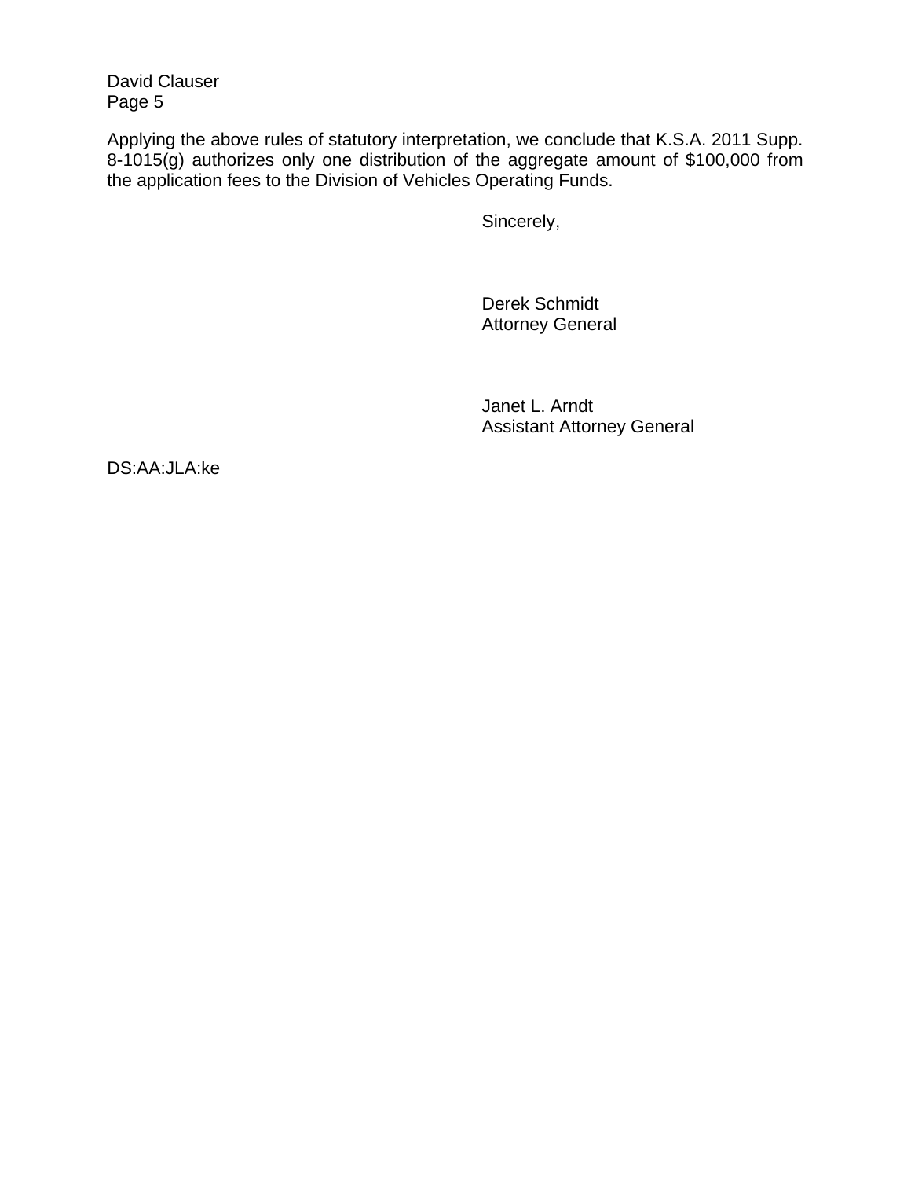Applying the above rules of statutory interpretation, we conclude that K.S.A. 2011 Supp. 8-1015(g) authorizes only one distribution of the aggregate amount of $100,000 from the application fees to the Division of Vehicles Operating Funds.

Sincerely,

Derek Schmidt
Attorney General

Janet L. Arndt
Assistant Attorney General

DS:AA:JLA:ke